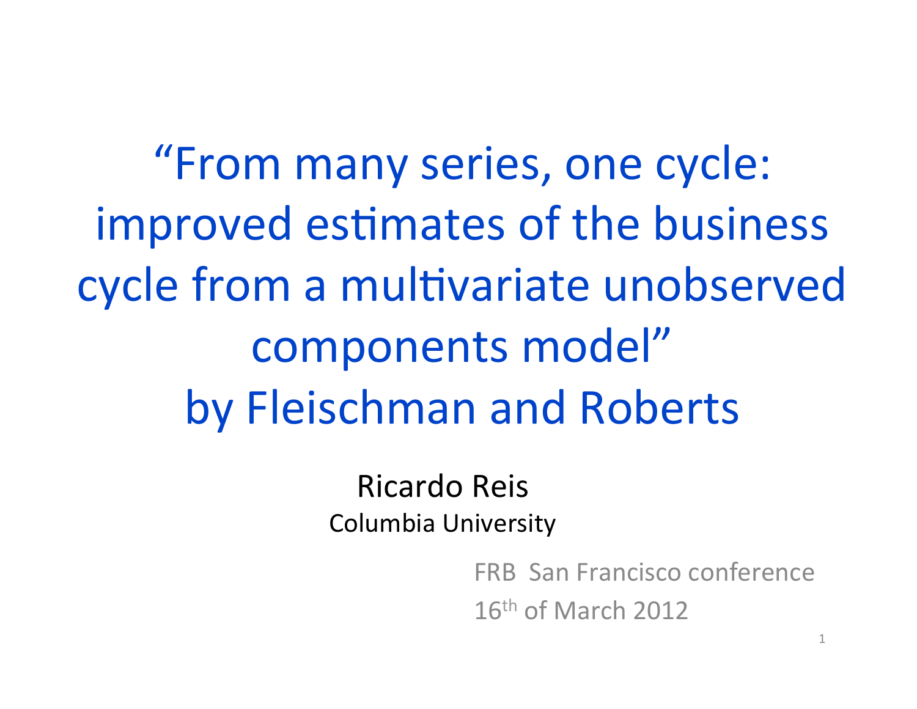# "From many series, one cycle: improved estimates of the business cycle from a multivariate unobserved components model" by Fleischman and Roberts

Ricardo Reis

Columbia University

FRB San Francisco conference

16th of March 2012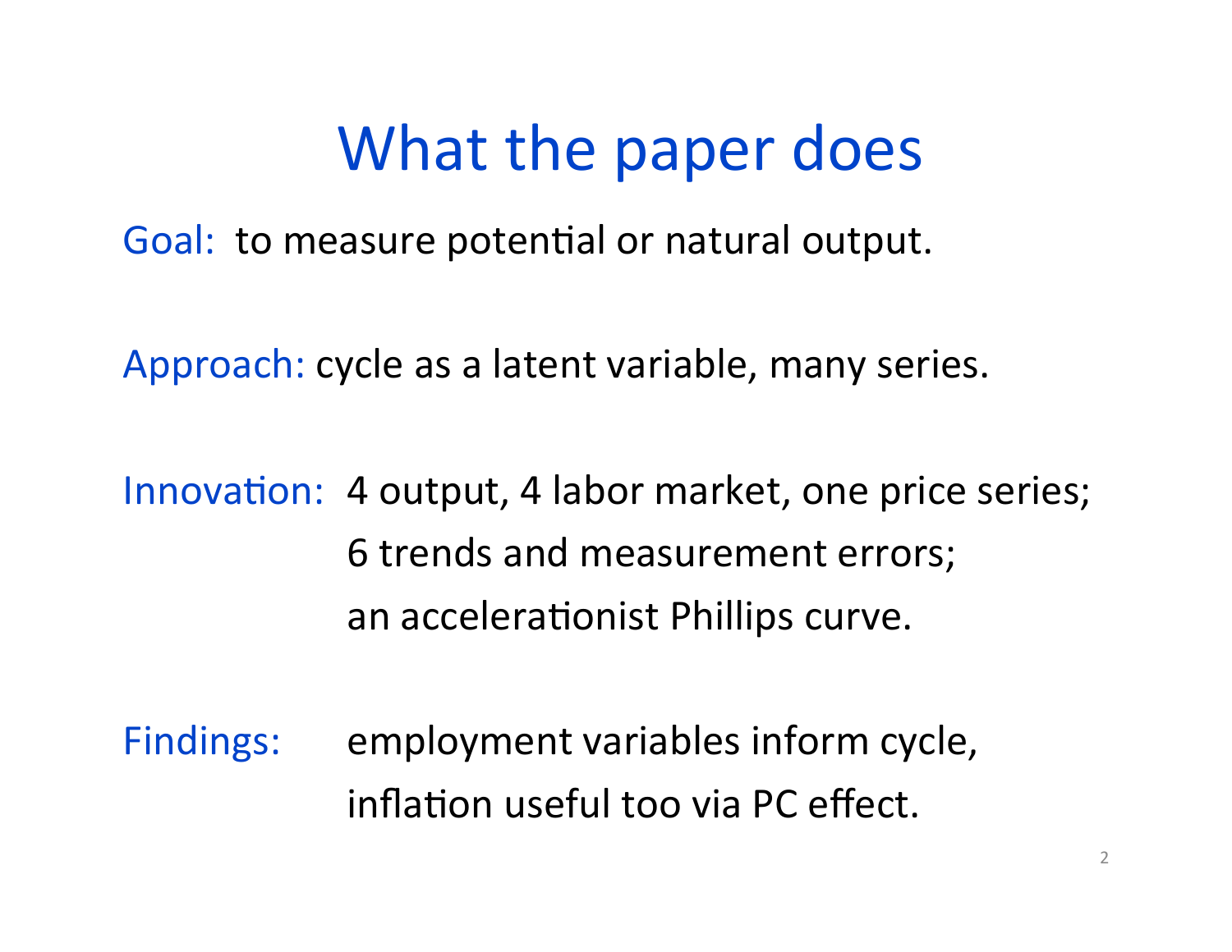# What the paper does

Goal: to measure potential or natural output.

Approach: cycle as a latent variable, many series.

Innovation: 4 output, 4 labor market, one price series;
6 trends and measurement errors;
an accelerationist Phillips curve.

Findings: employment variables inform cycle,
inflation useful too via PC effect.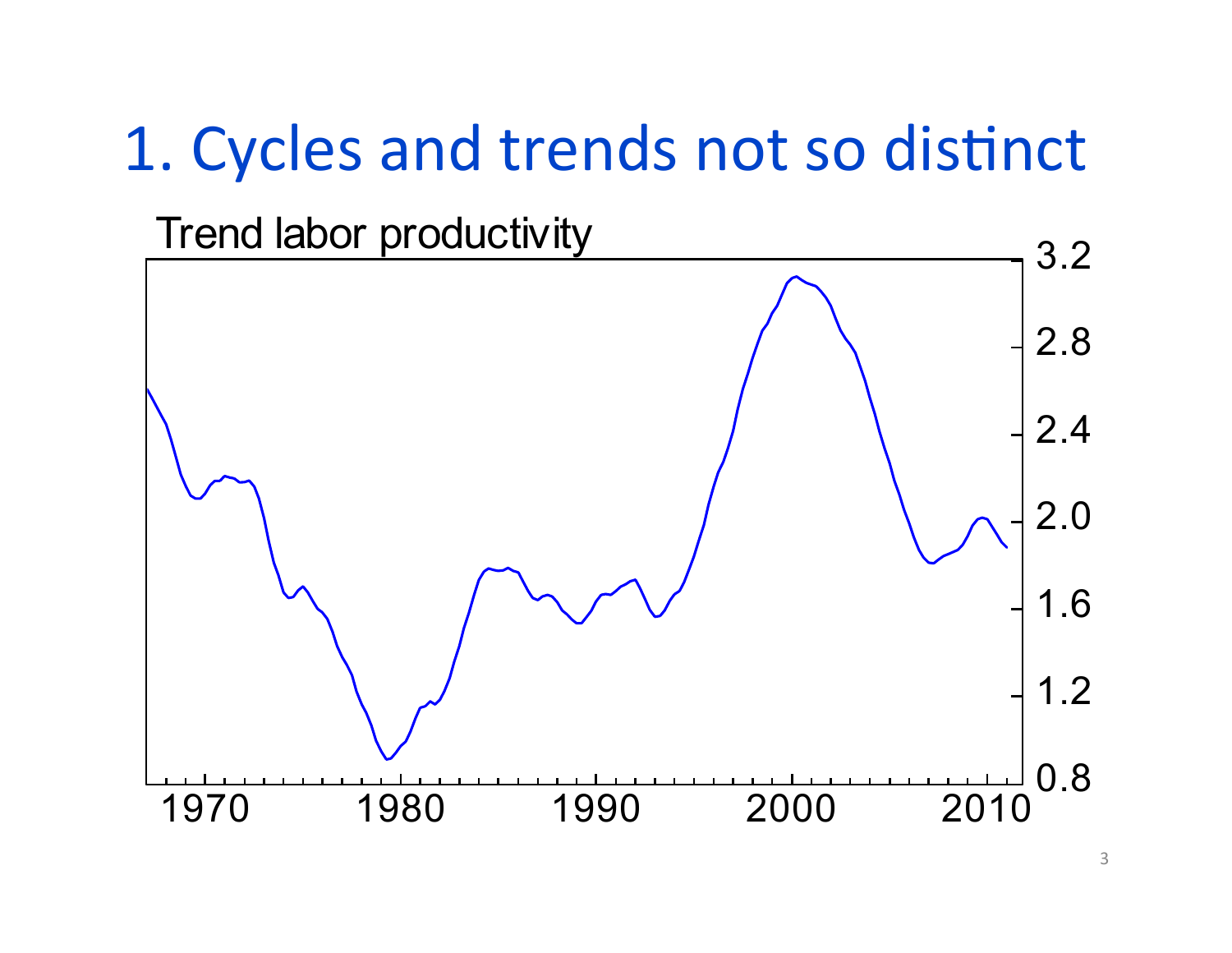# 1. Cycles and trends not so distinct

Trend labor productivity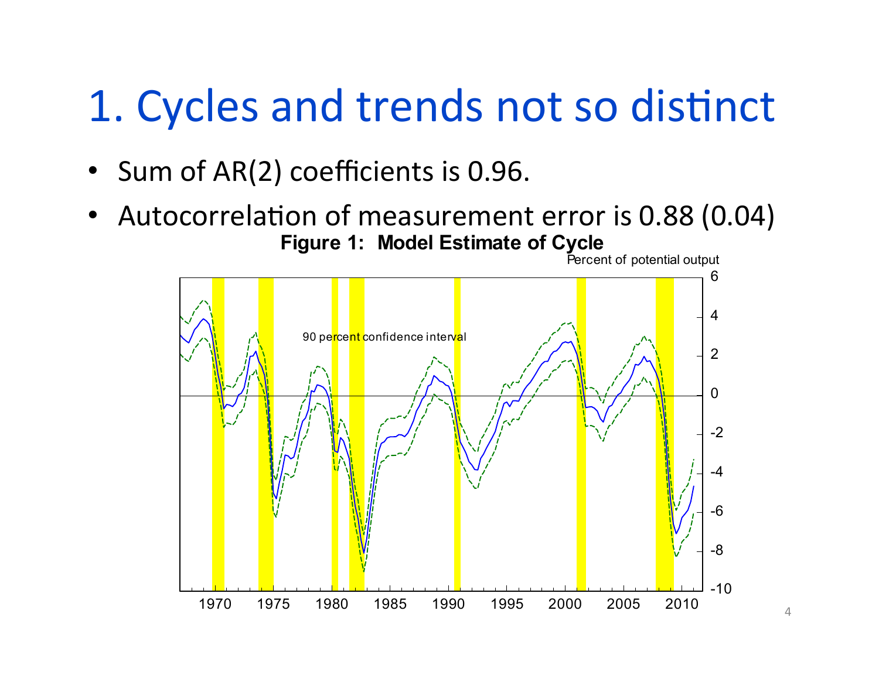# 1. Cycles and trends not so distinct

- Sum of AR(2) coefficients is 0.96.
- Autocorrelation of measurement error is 0.88 (0.04)

**Figure 1: Model Estimate of Cycle**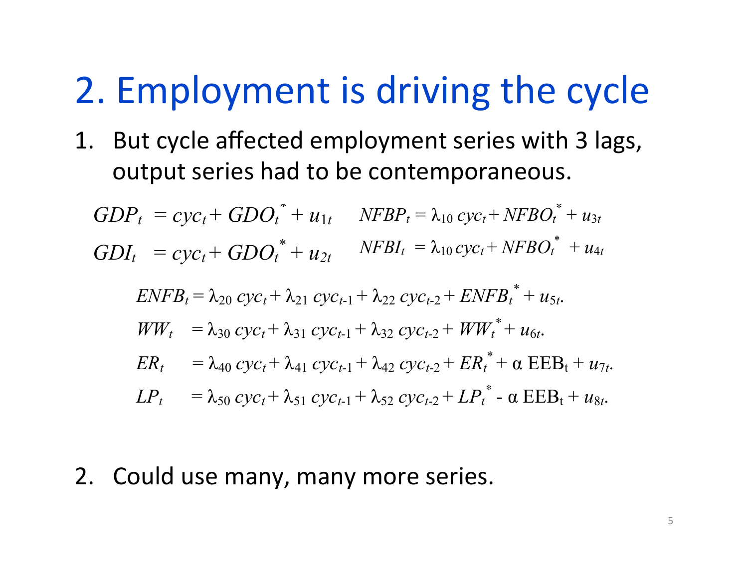# 2. Employment is driving the cycle

1. But cycle affected employment series with 3 lags, output series had to be contemporaneous.

$$GDP_t = cyc_t + GDO_t^* + u_{1t} \qquad NFBP_t = \lambda_{10}\, cyc_t + NFBO_t^* + u_{3t}$$

$$GDI_t = cyc_t + GDO_t^* + u_{2t} \qquad NFBI_t = \lambda_{10}\, cyc_t + NFBO_t^* + u_{4t}$$

$$ENFB_t = \lambda_{20}\, cyc_t + \lambda_{21}\, cyc_{t-1} + \lambda_{22}\, cyc_{t-2} + ENFB_t^* + u_{5t}.$$

$$WW_t = \lambda_{30}\, cyc_t + \lambda_{31}\, cyc_{t-1} + \lambda_{32}\, cyc_{t-2} + WW_t^* + u_{6t}.$$

$$ER_t = \lambda_{40}\, cyc_t + \lambda_{41}\, cyc_{t-1} + \lambda_{42}\, cyc_{t-2} + ER_t^* + \alpha\, \mathrm{EEB_t} + u_{7t}.$$

$$LP_t = \lambda_{50}\, cyc_t + \lambda_{51}\, cyc_{t-1} + \lambda_{52}\, cyc_{t-2} + LP_t^* - \alpha\, \mathrm{EEB_t} + u_{8t}.$$

2. Could use many, many more series.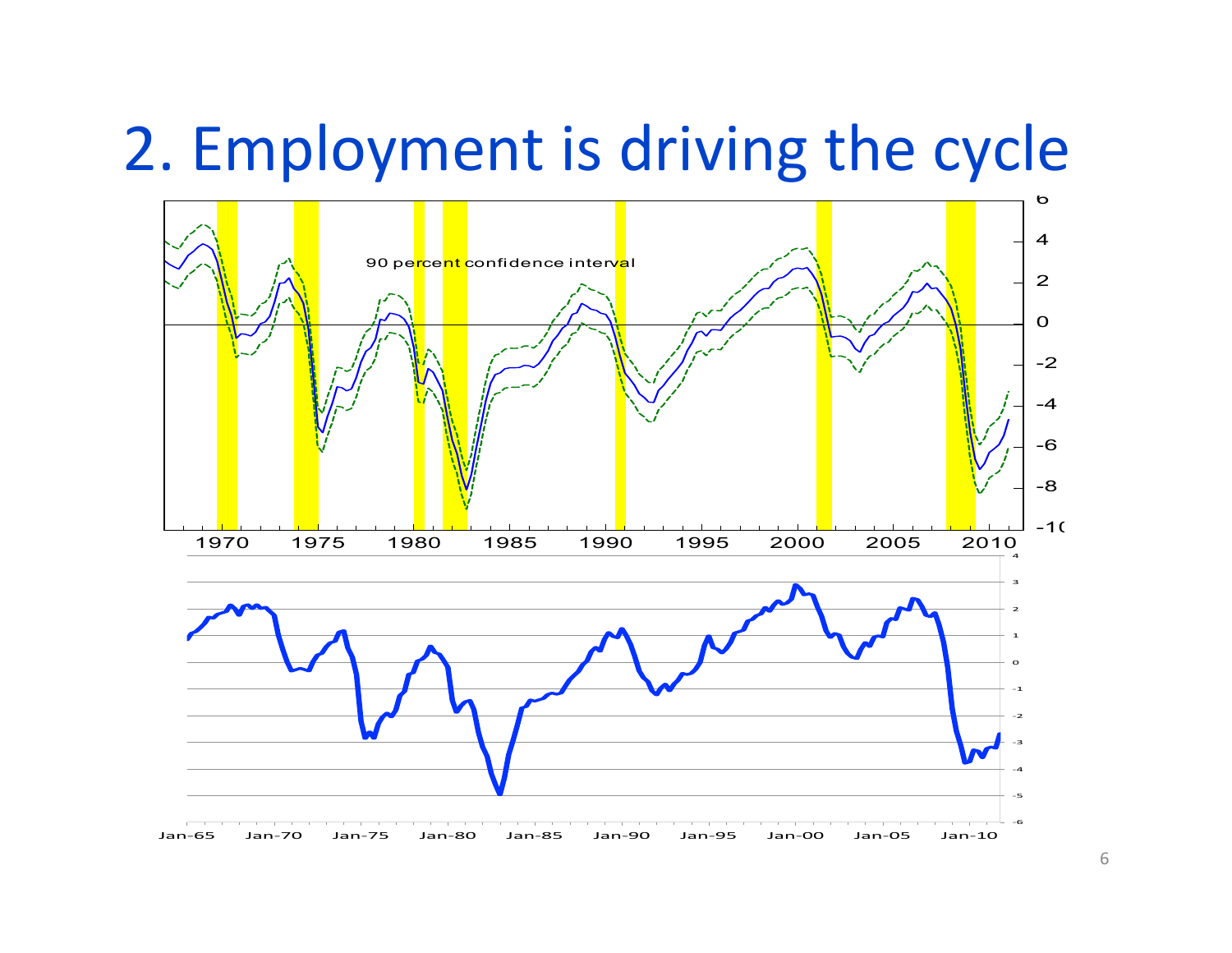# 2. Employment is driving the cycle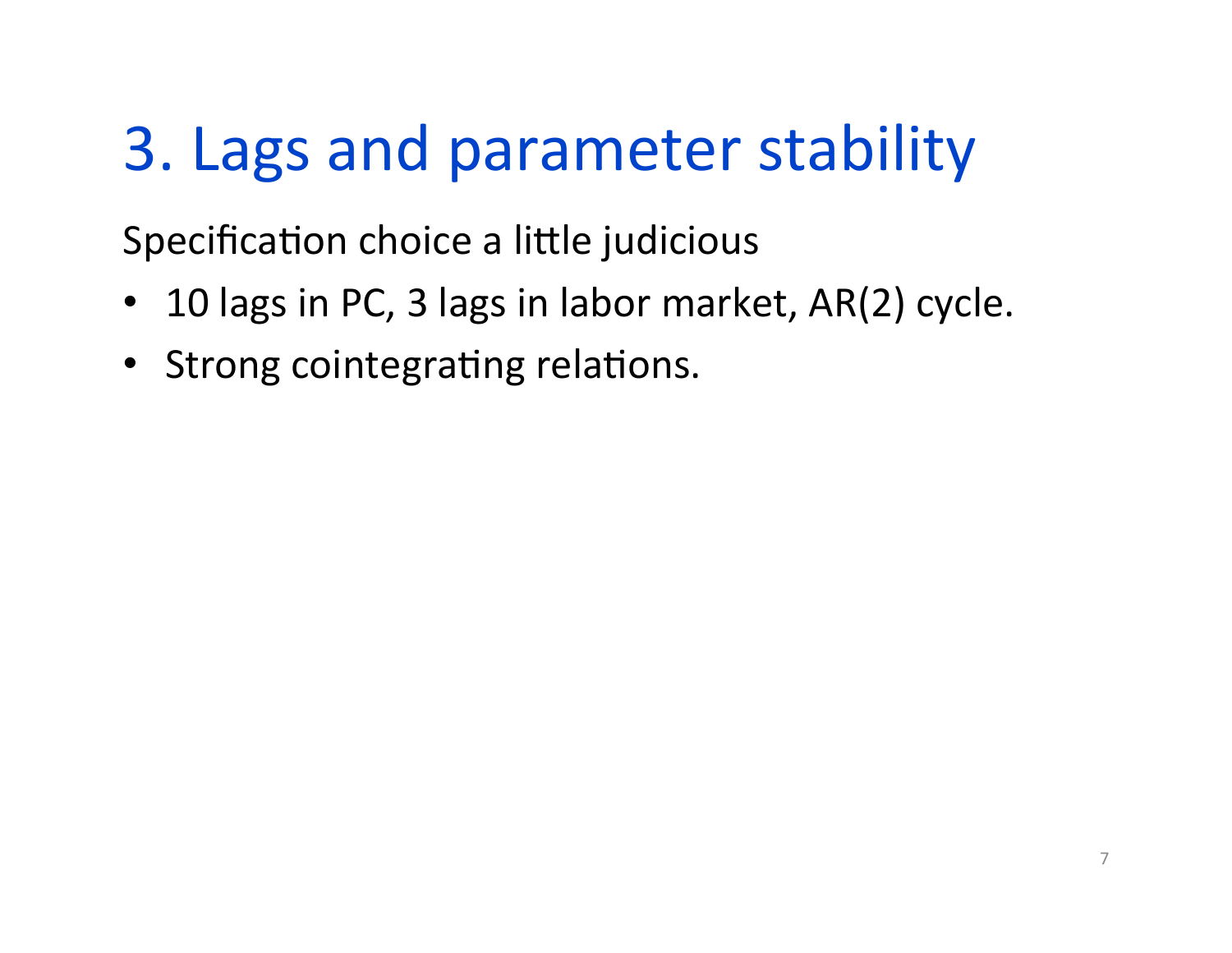# 3. Lags and parameter stability

Specification choice a little judicious

- 10 lags in PC, 3 lags in labor market, AR(2) cycle.
- Strong cointegrating relations.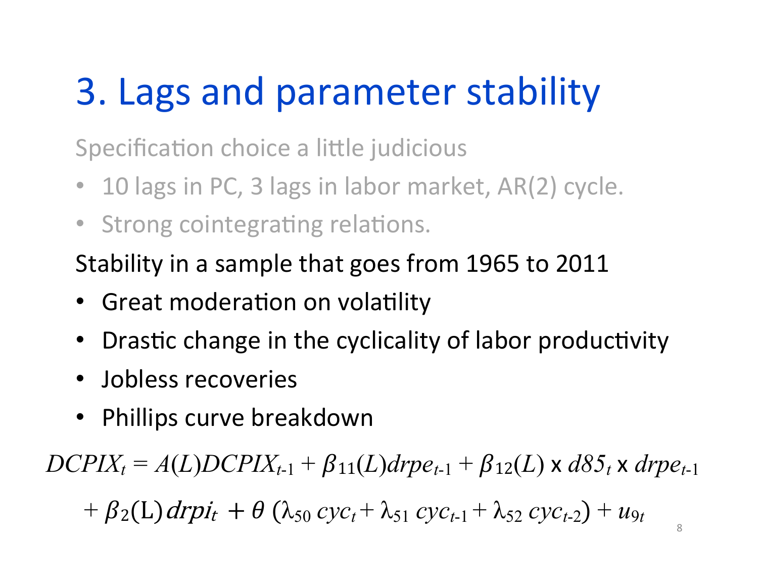# 3. Lags and parameter stability

Specification choice a little judicious

- 10 lags in PC, 3 lags in labor market, AR(2) cycle.
- Strong cointegrating relations.

Stability in a sample that goes from 1965 to 2011

- Great moderation on volatility
- Drastic change in the cyclicality of labor productivity
- Jobless recoveries
- Phillips curve breakdown

$$DCPIX_t = A(L)DCPIX_{t\text{-}1} + \beta_{11}(L)drpe_{t\text{-}1} + \beta_{12}(L) \times d85_t \times drpe_{t\text{-}1}$$

$$+ \beta_2(\mathrm{L})\,drpi_t + \theta\,(\lambda_{50}\, cyc_t + \lambda_{51}\, cyc_{t\text{-}1} + \lambda_{52}\, cyc_{t\text{-}2}) + u_{9t}$$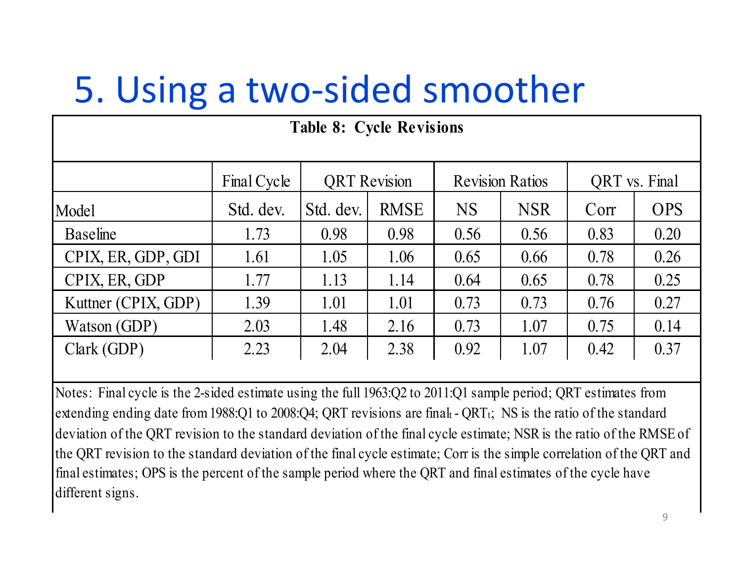# 5. Using a two-sided smoother

**Table 8: Cycle Revisions**

| | Final Cycle | QRT Revision | | Revision Ratios | | QRT vs. Final | |
|---|---|---|---|---|---|---|---|
| Model | Std. dev. | Std. dev. | RMSE | NS | NSR | Corr | OPS |
| Baseline | 1.73 | 0.98 | 0.98 | 0.56 | 0.56 | 0.83 | 0.20 |
| CPIX, ER, GDP, GDI | 1.61 | 1.05 | 1.06 | 0.65 | 0.66 | 0.78 | 0.26 |
| CPIX, ER, GDP | 1.77 | 1.13 | 1.14 | 0.64 | 0.65 | 0.78 | 0.25 |
| Kuttner (CPIX, GDP) | 1.39 | 1.01 | 1.01 | 0.73 | 0.73 | 0.76 | 0.27 |
| Watson (GDP) | 2.03 | 1.48 | 2.16 | 0.73 | 1.07 | 0.75 | 0.14 |
| Clark (GDP) | 2.23 | 2.04 | 2.38 | 0.92 | 1.07 | 0.42 | 0.37 |

Notes: Final cycle is the 2-sided estimate using the full 1963:Q2 to 2011:Q1 sample period; QRT estimates from extending ending date from 1988:Q1 to 2008:Q4; QRT revisions are $\text{final}_t - \text{QRT}_t$; NS is the ratio of the standard deviation of the QRT revision to the standard deviation of the final cycle estimate; NSR is the ratio of the RMSE of the QRT revision to the standard deviation of the final cycle estimate; Corr is the simple correlation of the QRT and final estimates; OPS is the percent of the sample period where the QRT and final estimates of the cycle have different signs.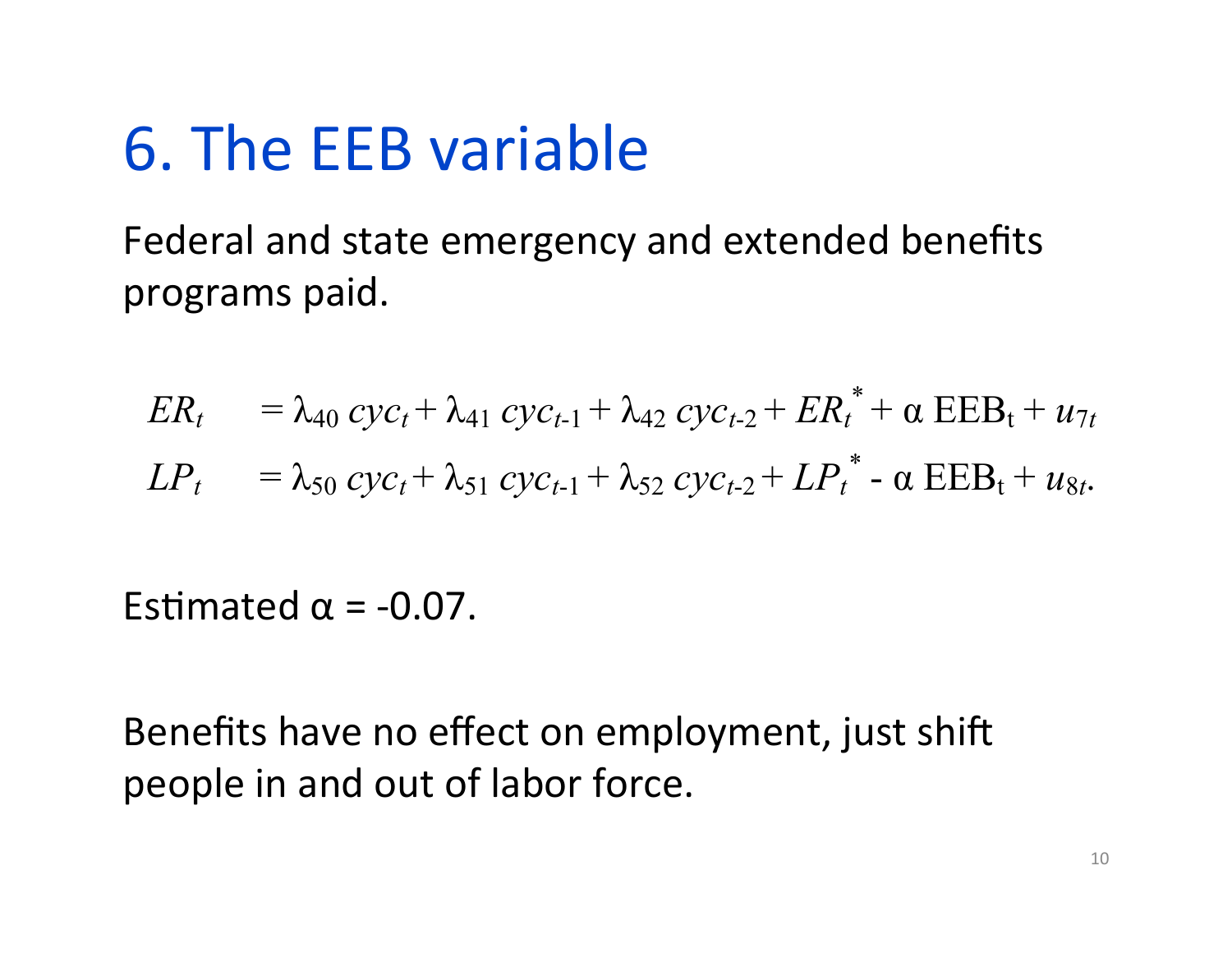# 6. The EEB variable

Federal and state emergency and extended benefits programs paid.

$$ER_t \quad = \lambda_{40}\, cyc_t + \lambda_{41}\, cyc_{t\text{-}1} + \lambda_{42}\, cyc_{t\text{-}2} + ER_t^{*} + \alpha\ \mathrm{EEB_t} + u_{7t}$$

$$LP_t \quad = \lambda_{50}\, cyc_t + \lambda_{51}\, cyc_{t\text{-}1} + \lambda_{52}\, cyc_{t\text{-}2} + LP_t^{*} - \alpha\ \mathrm{EEB_t} + u_{8t}.$$

Estimated $\alpha = -0.07$.

Benefits have no effect on employment, just shift people in and out of labor force.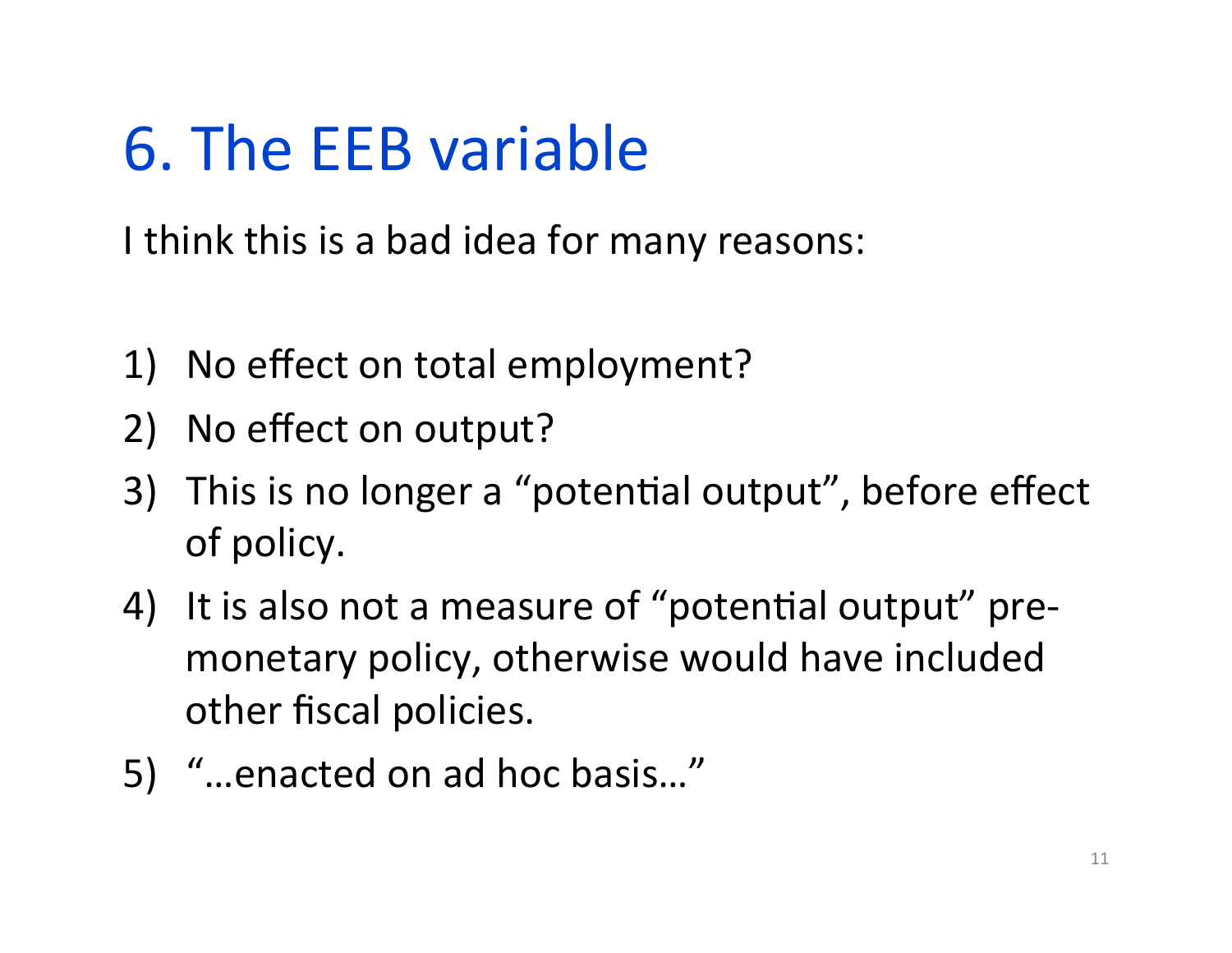# 6. The EEB variable

I think this is a bad idea for many reasons:

1) No effect on total employment?
2) No effect on output?
3) This is no longer a "potential output", before effect of policy.
4) It is also not a measure of "potential output" pre-monetary policy, otherwise would have included other fiscal policies.
5) "…enacted on ad hoc basis…"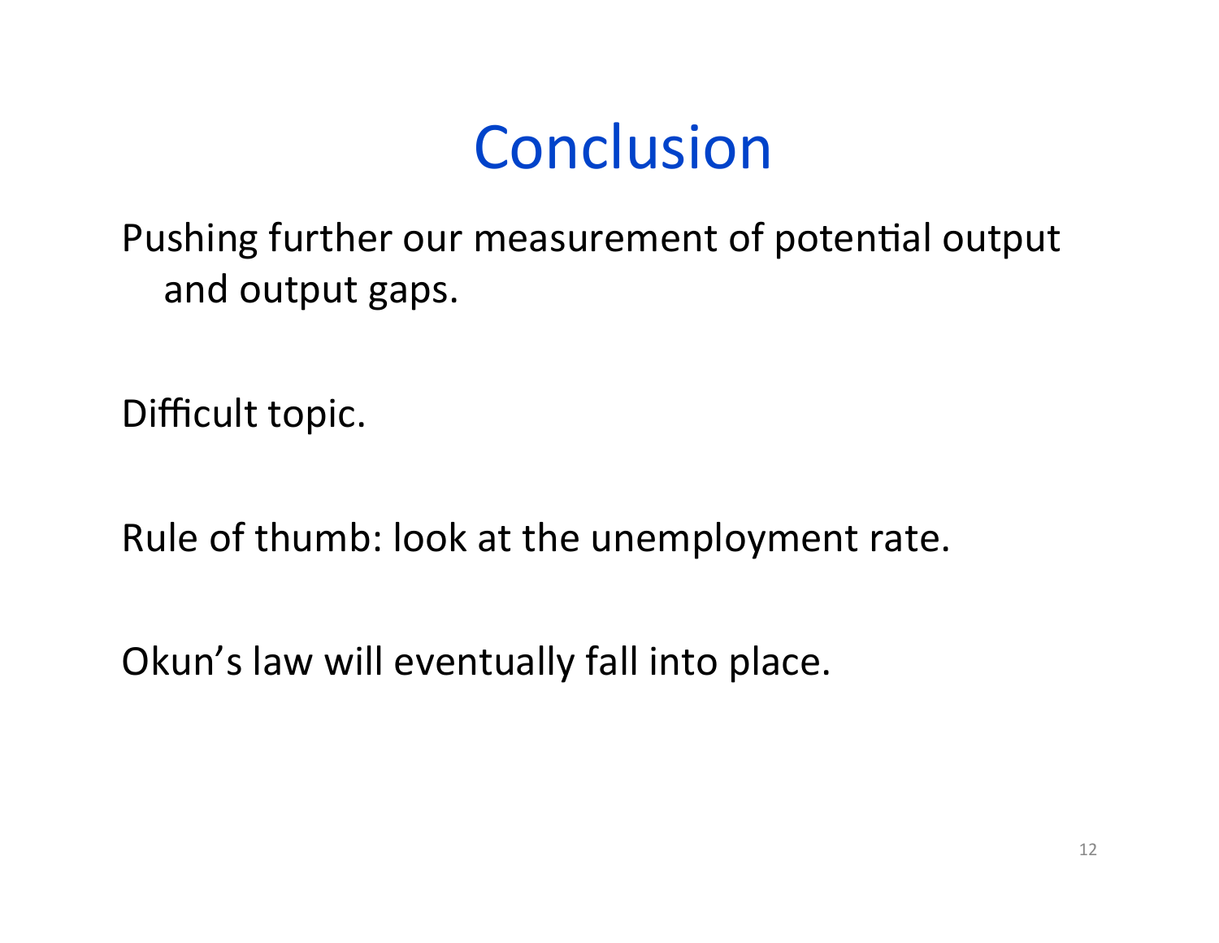# Conclusion

Pushing further our measurement of potential output and output gaps.

Difficult topic.

Rule of thumb: look at the unemployment rate.

Okun's law will eventually fall into place.